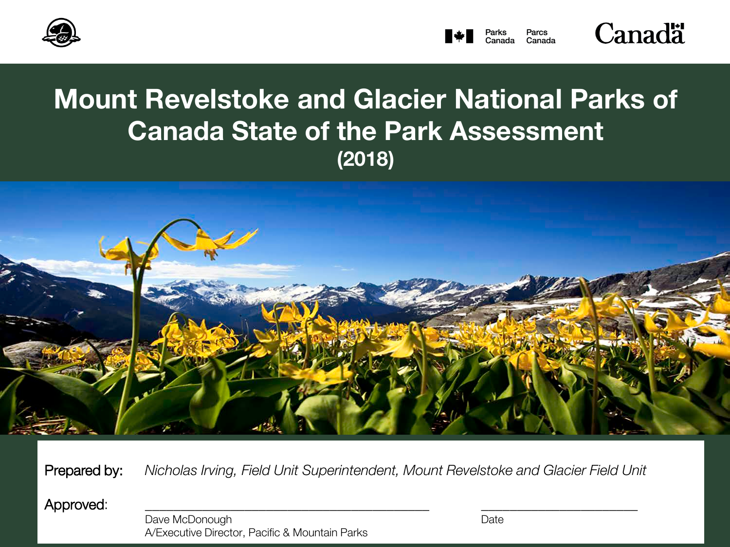Parks Canada Parcs Canada

Canada

# Mount Revelstoke and Glacier National Parks of Canada State of the Park Assessment

**(2018)**

Prepared by: *Nicholas Irving, Field Unit Superintendent, Mount Revelstoke and Glacier Field Unit*

Approved: ______________________________________ ______________________

Dave McDonough
A/Executive Director, Pacific & Mountain Parks

Date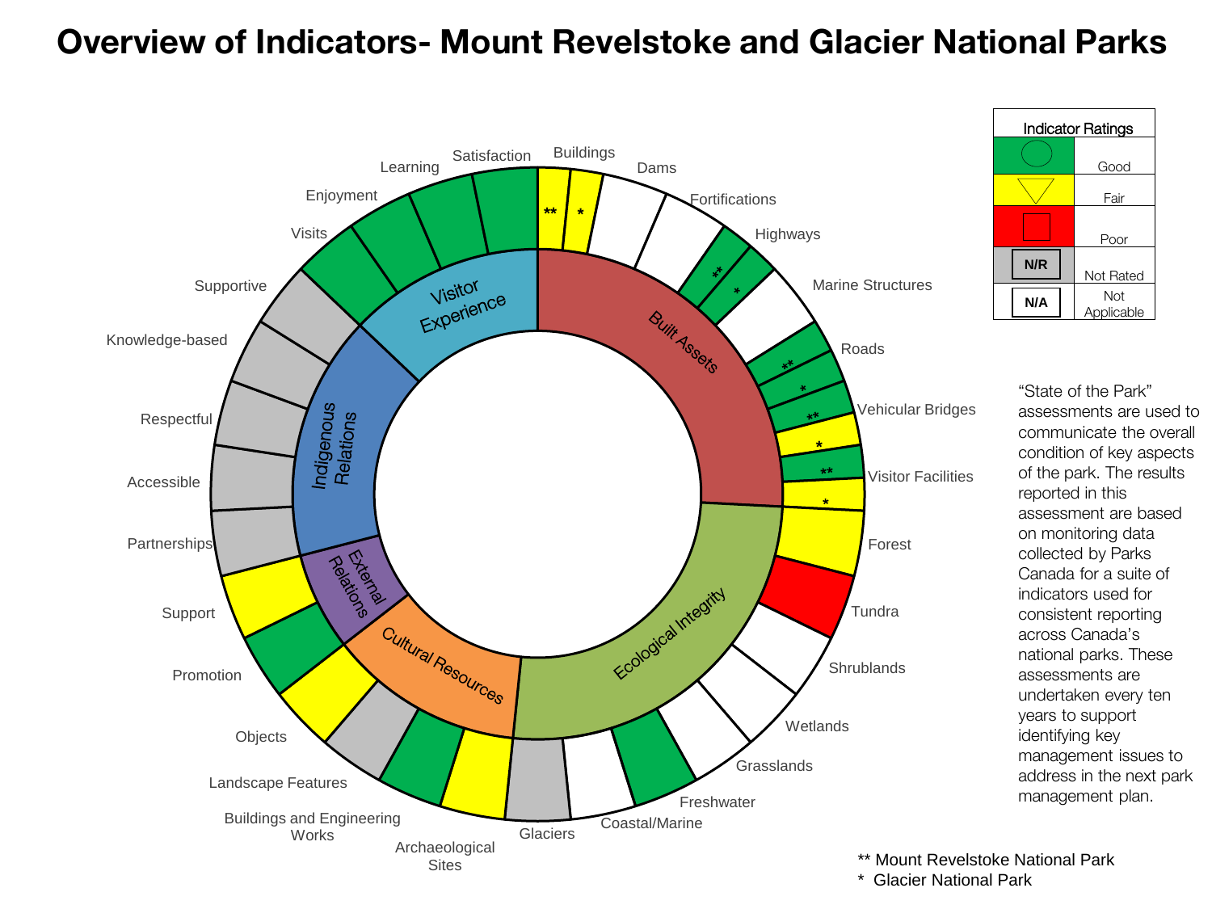# Overview of Indicators- Mount Revelstoke and Glacier National Parks

| Category | Indicator | Rating |
| --- | --- | --- |
| Built Assets | Buildings ** | Fair |
| Built Assets | Buildings * | Fair |
| Built Assets | Dams | Not Applicable |
| Built Assets | Fortifications | Not Applicable |
| Built Assets | Highways ** | Good |
| Built Assets | Highways * | Good |
| Built Assets | Marine Structures | Not Applicable |
| Built Assets | Roads ** | Good |
| Built Assets | Roads * | Good |
| Built Assets | Vehicular Bridges ** | Good |
| Built Assets | Vehicular Bridges * | Fair |
| Built Assets | Visitor Facilities ** | Good |
| Built Assets | Visitor Facilities * | Fair |
| Ecological Integrity | Forest | Fair |
| Ecological Integrity | Tundra | Poor |
| Ecological Integrity | Shrublands | Not Applicable |
| Ecological Integrity | Wetlands | Not Applicable |
| Ecological Integrity | Grasslands | Not Applicable |
| Ecological Integrity | Freshwater | Good |
| Ecological Integrity | Coastal/Marine | Not Applicable |
| Ecological Integrity | Glaciers | Not Rated |
| Cultural Resources | Archaeological Sites | Fair |
| Cultural Resources | Buildings and Engineering Works | Good |
| Cultural Resources | Landscape Features | Not Rated |
| Cultural Resources | Objects | Fair |
| External Relations | Promotion | Good |
| External Relations | Support | Fair |
| Indigenous Relations | Partnerships | Not Rated |
| Indigenous Relations | Accessible | Not Rated |
| Indigenous Relations | Respectful | Not Rated |
| Indigenous Relations | Knowledge-based | Not Rated |
| Indigenous Relations | Supportive | Not Rated |
| Visitor Experience | Visits | Good |
| Visitor Experience | Enjoyment | Good |
| Visitor Experience | Learning | Good |
| Visitor Experience | Satisfaction | Good |

**Indicator Ratings**

| Symbol | Rating |
| --- | --- |
| Green (circle) | Good |
| Yellow (triangle) | Fair |
| Red (square) | Poor |
| N/R | Not Rated |
| N/A | Not Applicable |

"State of the Park" assessments are used to communicate the overall condition of key aspects of the park. The results reported in this assessment are based on monitoring data collected by Parks Canada for a suite of indicators used for consistent reporting across Canada's national parks. These assessments are undertaken every ten years to support identifying key management issues to address in the next park management plan.

** Mount Revelstoke National Park
* Glacier National Park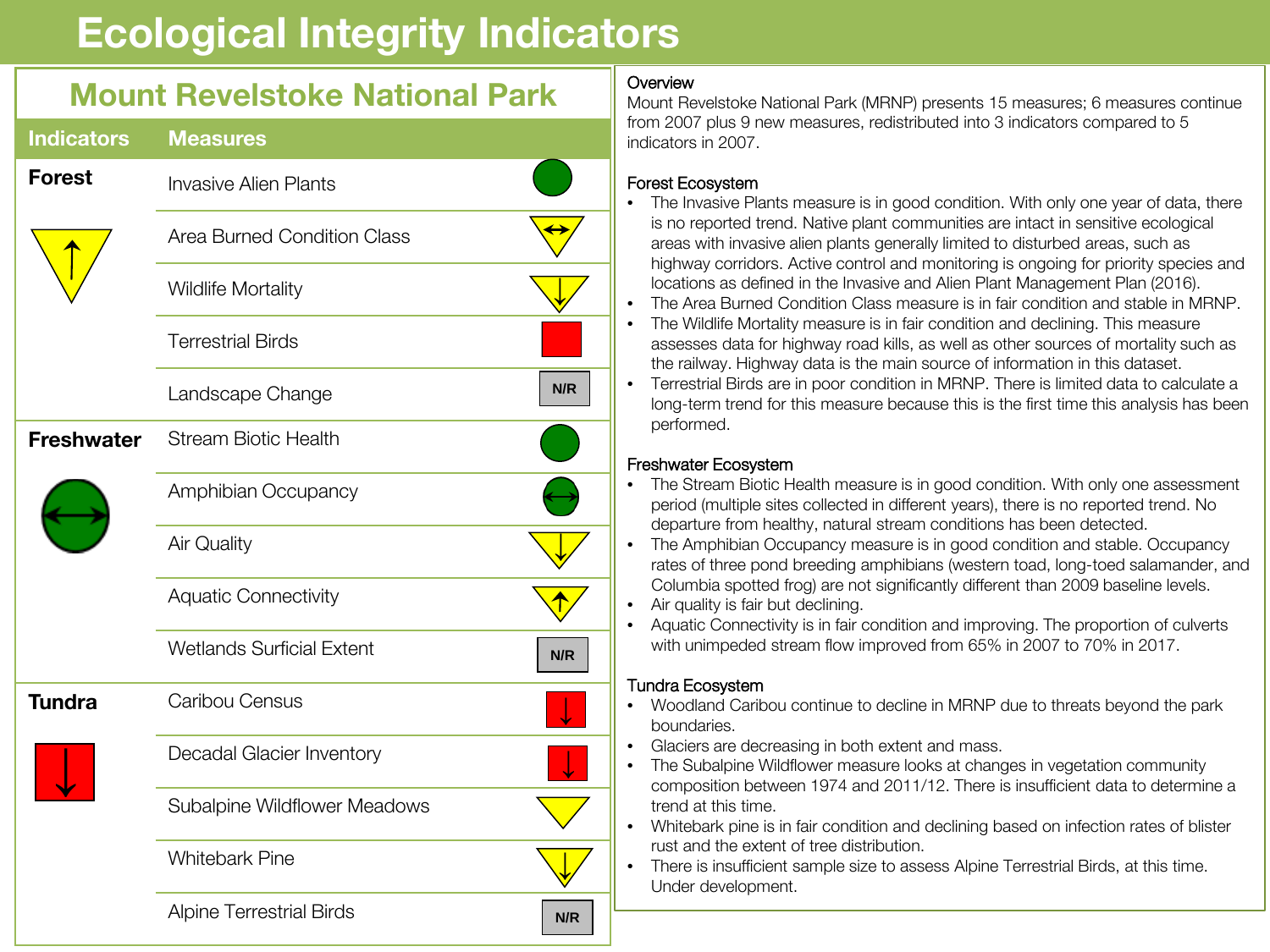# Ecological Integrity Indicators

## Mount Revelstoke National Park

| Indicators | Measures | |
|---|---|---|
| Forest | Invasive Alien Plants | |
| | Area Burned Condition Class | |
| | Wildlife Mortality | |
| | Terrestrial Birds | |
| | Landscape Change | N/R |
| Freshwater | Stream Biotic Health | |
| | Amphibian Occupancy | |
| | Air Quality | |
| | Aquatic Connectivity | |
| | Wetlands Surficial Extent | N/R |
| Tundra | Caribou Census | |
| | Decadal Glacier Inventory | |
| | Subalpine Wildflower Meadows | |
| | Whitebark Pine | |
| | Alpine Terrestrial Birds | N/R |

### Overview

Mount Revelstoke National Park (MRNP) presents 15 measures; 6 measures continue from 2007 plus 9 new measures, redistributed into 3 indicators compared to 5 indicators in 2007.

### Forest Ecosystem

- The Invasive Plants measure is in good condition. With only one year of data, there is no reported trend. Native plant communities are intact in sensitive ecological areas with invasive alien plants generally limited to disturbed areas, such as highway corridors. Active control and monitoring is ongoing for priority species and locations as defined in the Invasive and Alien Plant Management Plan (2016).
- The Area Burned Condition Class measure is in fair condition and stable in MRNP.
- The Wildlife Mortality measure is in fair condition and declining. This measure assesses data for highway road kills, as well as other sources of mortality such as the railway. Highway data is the main source of information in this dataset.
- Terrestrial Birds are in poor condition in MRNP. There is limited data to calculate a long-term trend for this measure because this is the first time this analysis has been performed.

### Freshwater Ecosystem

- The Stream Biotic Health measure is in good condition. With only one assessment period (multiple sites collected in different years), there is no reported trend. No departure from healthy, natural stream conditions has been detected.
- The Amphibian Occupancy measure is in good condition and stable. Occupancy rates of three pond breeding amphibians (western toad, long-toed salamander, and Columbia spotted frog) are not significantly different than 2009 baseline levels.
- Air quality is fair but declining.
- Aquatic Connectivity is in fair condition and improving. The proportion of culverts with unimpeded stream flow improved from 65% in 2007 to 70% in 2017.

### Tundra Ecosystem

- Woodland Caribou continue to decline in MRNP due to threats beyond the park boundaries.
- Glaciers are decreasing in both extent and mass.
- The Subalpine Wildflower measure looks at changes in vegetation community composition between 1974 and 2011/12. There is insufficient data to determine a trend at this time.
- Whitebark pine is in fair condition and declining based on infection rates of blister rust and the extent of tree distribution.
- There is insufficient sample size to assess Alpine Terrestrial Birds, at this time. Under development.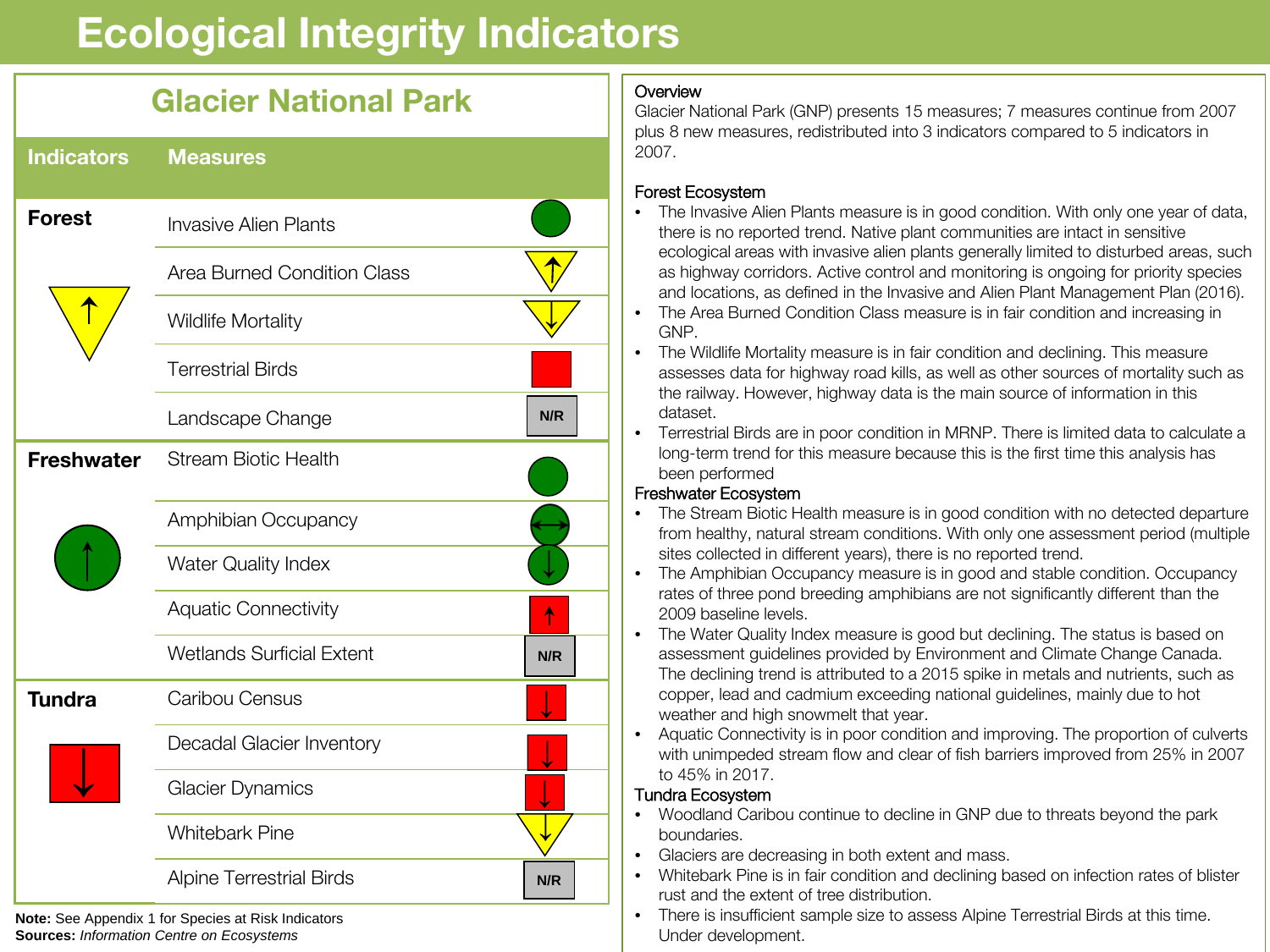# Ecological Integrity Indicators

## Glacier National Park

| Indicators | Measures | |
|---|---|---|
| **Forest** (fair, improving) | Invasive Alien Plants | Good |
| | Area Burned Condition Class | Fair, improving |
| | Wildlife Mortality | Fair, declining |
| | Terrestrial Birds | Poor |
| | Landscape Change | N/R |
| **Freshwater** (good, improving) | Stream Biotic Health | Good |
| | Amphibian Occupancy | Good, stable |
| | Water Quality Index | Good, declining |
| | Aquatic Connectivity | Poor, improving |
| | Wetlands Surficial Extent | N/R |
| **Tundra** (poor, declining) | Caribou Census | Poor, declining |
| | Decadal Glacier Inventory | Poor, declining |
| | Glacier Dynamics | Poor, declining |
| | Whitebark Pine | Fair, declining |
| | Alpine Terrestrial Birds | N/R |

**Note:** See Appendix 1 for Species at Risk Indicators
**Sources:** *Information Centre on Ecosystems*

### Overview

Glacier National Park (GNP) presents 15 measures; 7 measures continue from 2007 plus 8 new measures, redistributed into 3 indicators compared to 5 indicators in 2007.

### Forest Ecosystem

- The Invasive Alien Plants measure is in good condition. With only one year of data, there is no reported trend. Native plant communities are intact in sensitive ecological areas with invasive alien plants generally limited to disturbed areas, such as highway corridors. Active control and monitoring is ongoing for priority species and locations, as defined in the Invasive and Alien Plant Management Plan (2016).
- The Area Burned Condition Class measure is in fair condition and increasing in GNP.
- The Wildlife Mortality measure is in fair condition and declining. This measure assesses data for highway road kills, as well as other sources of mortality such as the railway. However, highway data is the main source of information in this dataset.
- Terrestrial Birds are in poor condition in MRNP. There is limited data to calculate a long-term trend for this measure because this is the first time this analysis has been performed

### Freshwater Ecosystem

- The Stream Biotic Health measure is in good condition with no detected departure from healthy, natural stream conditions. With only one assessment period (multiple sites collected in different years), there is no reported trend.
- The Amphibian Occupancy measure is in good and stable condition. Occupancy rates of three pond breeding amphibians are not significantly different than the 2009 baseline levels.
- The Water Quality Index measure is good but declining. The status is based on assessment guidelines provided by Environment and Climate Change Canada. The declining trend is attributed to a 2015 spike in metals and nutrients, such as copper, lead and cadmium exceeding national guidelines, mainly due to hot weather and high snowmelt that year.
- Aquatic Connectivity is in poor condition and improving. The proportion of culverts with unimpeded stream flow and clear of fish barriers improved from 25% in 2007 to 45% in 2017.

### Tundra Ecosystem

- Woodland Caribou continue to decline in GNP due to threats beyond the park boundaries.
- Glaciers are decreasing in both extent and mass.
- Whitebark Pine is in fair condition and declining based on infection rates of blister rust and the extent of tree distribution.
- There is insufficient sample size to assess Alpine Terrestrial Birds at this time. Under development.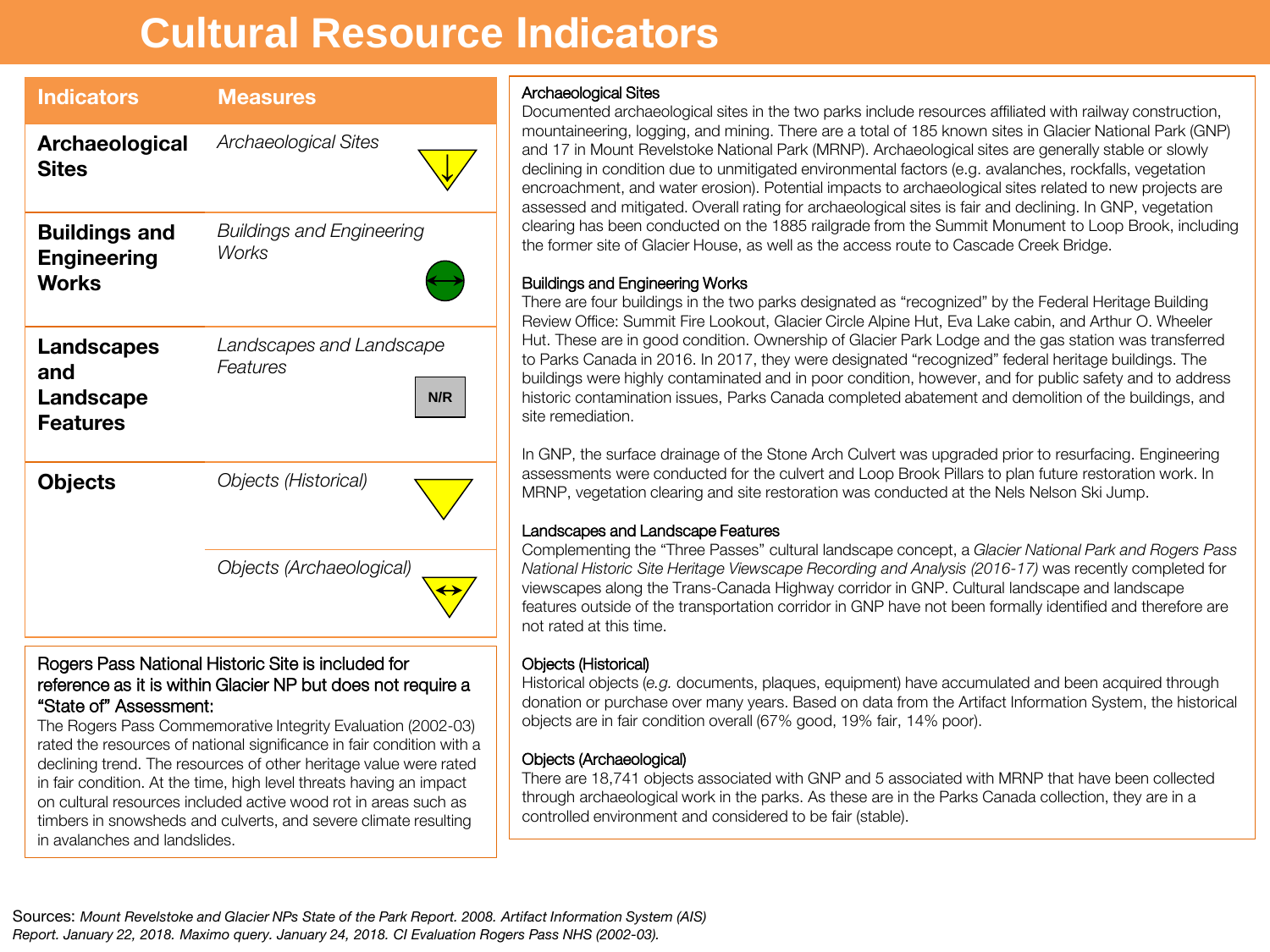# Cultural Resource Indicators

| Indicators | Measures | |
|---|---|---|
| **Archaeological Sites** | *Archaeological Sites* | ↓ |
| **Buildings and Engineering Works** | *Buildings and Engineering Works* | ↔ |
| **Landscapes and Landscape Features** | *Landscapes and Landscape Features* | N/R |
| **Objects** | *Objects (Historical)* | |
| | *Objects (Archaeological)* | ↔ |

**Rogers Pass National Historic Site is included for reference as it is within Glacier NP but does not require a "State of" Assessment:**

The Rogers Pass Commemorative Integrity Evaluation (2002-03) rated the resources of national significance in fair condition with a declining trend. The resources of other heritage value were rated in fair condition. At the time, high level threats having an impact on cultural resources included active wood rot in areas such as timbers in snowsheds and culverts, and severe climate resulting in avalanches and landslides.

### Archaeological Sites

Documented archaeological sites in the two parks include resources affiliated with railway construction, mountaineering, logging, and mining. There are a total of 185 known sites in Glacier National Park (GNP) and 17 in Mount Revelstoke National Park (MRNP). Archaeological sites are generally stable or slowly declining in condition due to unmitigated environmental factors (e.g. avalanches, rockfalls, vegetation encroachment, and water erosion). Potential impacts to archaeological sites related to new projects are assessed and mitigated. Overall rating for archaeological sites is fair and declining. In GNP, vegetation clearing has been conducted on the 1885 railgrade from the Summit Monument to Loop Brook, including the former site of Glacier House, as well as the access route to Cascade Creek Bridge.

### Buildings and Engineering Works

There are four buildings in the two parks designated as "recognized" by the Federal Heritage Building Review Office: Summit Fire Lookout, Glacier Circle Alpine Hut, Eva Lake cabin, and Arthur O. Wheeler Hut. These are in good condition. Ownership of Glacier Park Lodge and the gas station was transferred to Parks Canada in 2016. In 2017, they were designated "recognized" federal heritage buildings. The buildings were highly contaminated and in poor condition, however, and for public safety and to address historic contamination issues, Parks Canada completed abatement and demolition of the buildings, and site remediation.

In GNP, the surface drainage of the Stone Arch Culvert was upgraded prior to resurfacing. Engineering assessments were conducted for the culvert and Loop Brook Pillars to plan future restoration work. In MRNP, vegetation clearing and site restoration was conducted at the Nels Nelson Ski Jump.

### Landscapes and Landscape Features

Complementing the "Three Passes" cultural landscape concept, a *Glacier National Park and Rogers Pass National Historic Site Heritage Viewscape Recording and Analysis (2016-17)* was recently completed for viewscapes along the Trans-Canada Highway corridor in GNP. Cultural landscape and landscape features outside of the transportation corridor in GNP have not been formally identified and therefore are not rated at this time.

### Objects (Historical)

Historical objects (*e.g.* documents, plaques, equipment) have accumulated and been acquired through donation or purchase over many years. Based on data from the Artifact Information System, the historical objects are in fair condition overall (67% good, 19% fair, 14% poor).

### Objects (Archaeological)

There are 18,741 objects associated with GNP and 5 associated with MRNP that have been collected through archaeological work in the parks. As these are in the Parks Canada collection, they are in a controlled environment and considered to be fair (stable).

Sources: *Mount Revelstoke and Glacier NPs State of the Park Report. 2008. Artifact Information System (AIS) Report. January 22, 2018. Maximo query. January 24, 2018. CI Evaluation Rogers Pass NHS (2002-03).*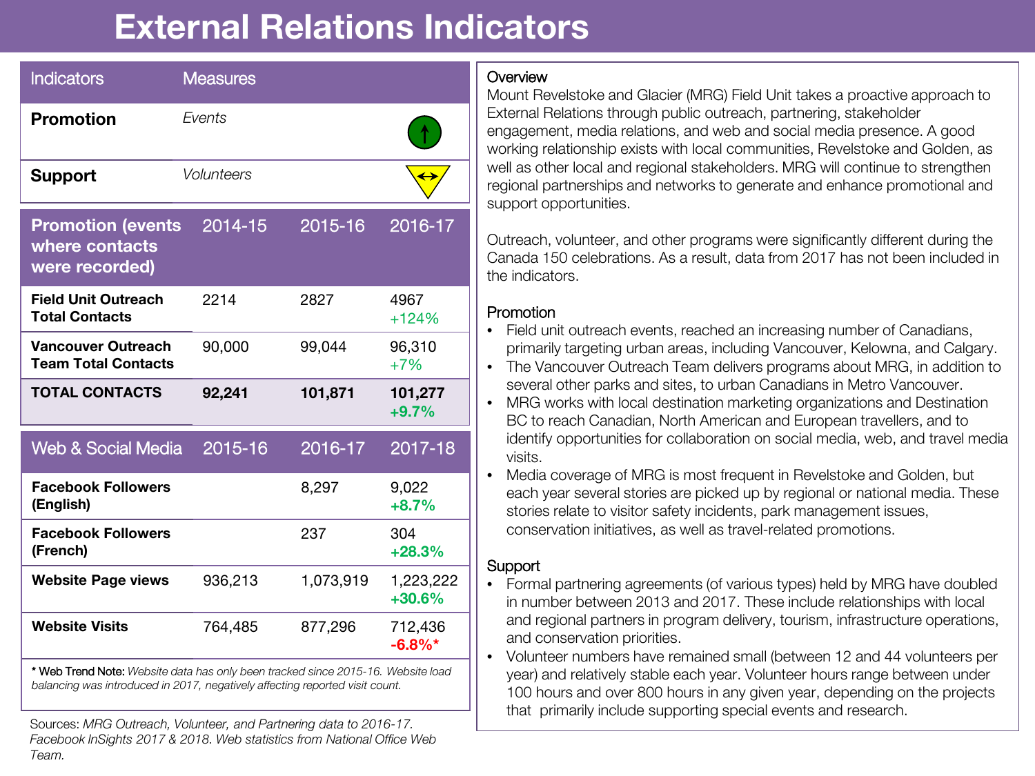# External Relations Indicators

| Indicators | Measures | |
|---|---|---|
| **Promotion** | *Events* | ↑ |
| **Support** | *Volunteers* | ↔ |

| Promotion (events where contacts were recorded) | 2014-15 | 2015-16 | 2016-17 |
|---|---|---|---|
| **Field Unit Outreach Total Contacts** | 2214 | 2827 | 4967 +124% |
| **Vancouver Outreach Team Total Contacts** | 90,000 | 99,044 | 96,310 +7% |
| **TOTAL CONTACTS** | **92,241** | **101,871** | **101,277 +9.7%** |

| Web & Social Media | 2015-16 | 2016-17 | 2017-18 |
|---|---|---|---|
| **Facebook Followers (English)** | | 8,297 | 9,022 **+8.7%** |
| **Facebook Followers (French)** | | 237 | 304 **+28.3%** |
| **Website Page views** | 936,213 | 1,073,919 | 1,223,222 **+30.6%** |
| **Website Visits** | 764,485 | 877,296 | 712,436 **-6.8%*** |

\* Web Trend Note: *Website data has only been tracked since 2015-16. Website load balancing was introduced in 2017, negatively affecting reported visit count.*

Sources: *MRG Outreach, Volunteer, and Partnering data to 2016-17. Facebook InSights 2017 & 2018. Web statistics from National Office Web Team.*

## Overview

Mount Revelstoke and Glacier (MRG) Field Unit takes a proactive approach to External Relations through public outreach, partnering, stakeholder engagement, media relations, and web and social media presence. A good working relationship exists with local communities, Revelstoke and Golden, as well as other local and regional stakeholders. MRG will continue to strengthen regional partnerships and networks to generate and enhance promotional and support opportunities.

Outreach, volunteer, and other programs were significantly different during the Canada 150 celebrations. As a result, data from 2017 has not been included in the indicators.

## Promotion

- Field unit outreach events, reached an increasing number of Canadians, primarily targeting urban areas, including Vancouver, Kelowna, and Calgary.
- The Vancouver Outreach Team delivers programs about MRG, in addition to several other parks and sites, to urban Canadians in Metro Vancouver.
- MRG works with local destination marketing organizations and Destination BC to reach Canadian, North American and European travellers, and to identify opportunities for collaboration on social media, web, and travel media visits.
- Media coverage of MRG is most frequent in Revelstoke and Golden, but each year several stories are picked up by regional or national media. These stories relate to visitor safety incidents, park management issues, conservation initiatives, as well as travel-related promotions.

## Support

- Formal partnering agreements (of various types) held by MRG have doubled in number between 2013 and 2017. These include relationships with local and regional partners in program delivery, tourism, infrastructure operations, and conservation priorities.
- Volunteer numbers have remained small (between 12 and 44 volunteers per year) and relatively stable each year. Volunteer hours range between under 100 hours and over 800 hours in any given year, depending on the projects that primarily include supporting special events and research.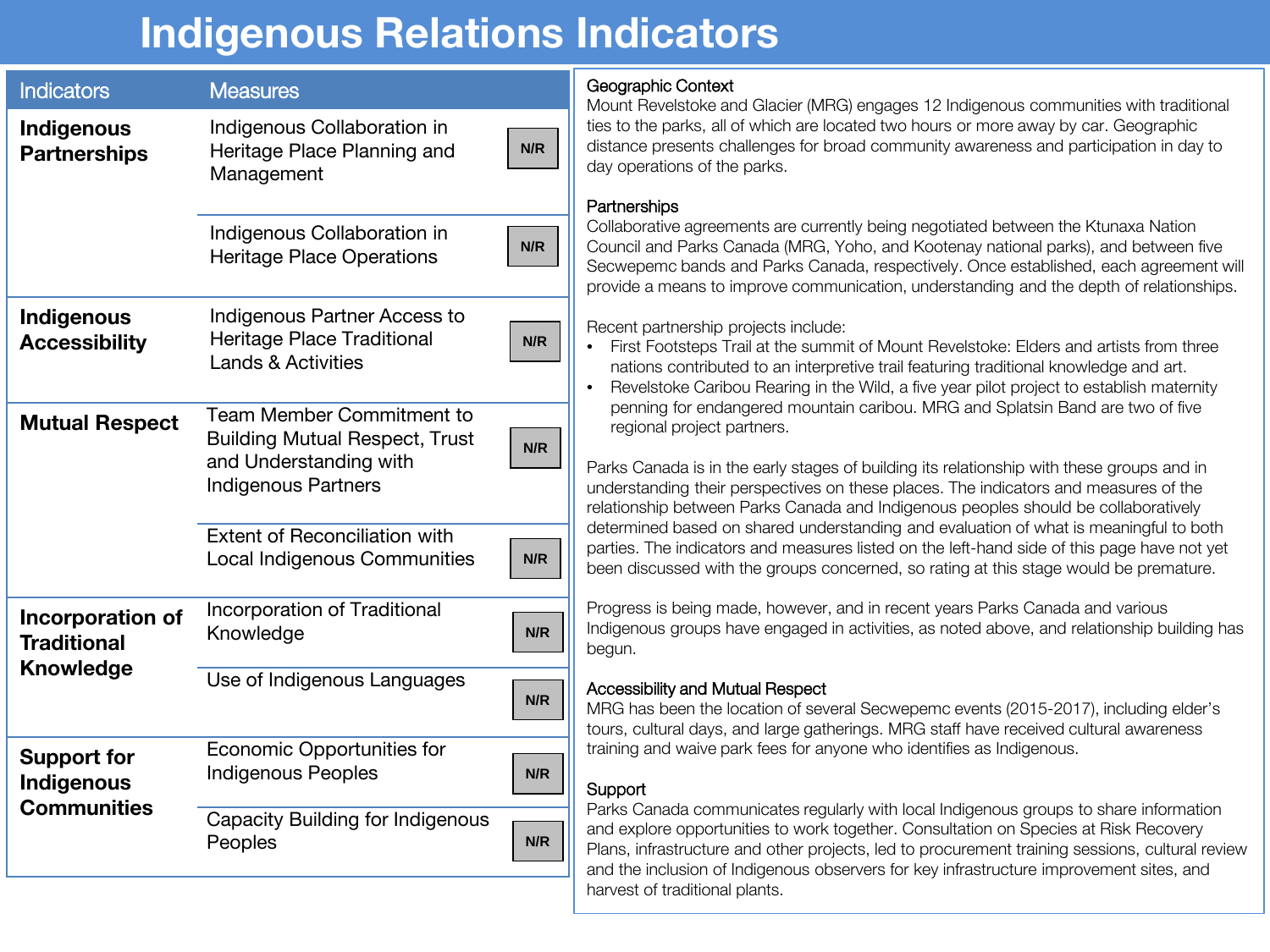# Indigenous Relations Indicators

| Indicators | Measures | |
| --- | --- | --- |
| **Indigenous Partnerships** | Indigenous Collaboration in Heritage Place Planning and Management | N/R |
| | Indigenous Collaboration in Heritage Place Operations | N/R |
| **Indigenous Accessibility** | Indigenous Partner Access to Heritage Place Traditional Lands & Activities | N/R |
| **Mutual Respect** | Team Member Commitment to Building Mutual Respect, Trust and Understanding with Indigenous Partners | N/R |
| | Extent of Reconciliation with Local Indigenous Communities | N/R |
| **Incorporation of Traditional Knowledge** | Incorporation of Traditional Knowledge | N/R |
| | Use of Indigenous Languages | N/R |
| **Support for Indigenous Communities** | Economic Opportunities for Indigenous Peoples | N/R |
| | Capacity Building for Indigenous Peoples | N/R |

### Geographic Context

Mount Revelstoke and Glacier (MRG) engages 12 Indigenous communities with traditional ties to the parks, all of which are located two hours or more away by car. Geographic distance presents challenges for broad community awareness and participation in day to day operations of the parks.

### Partnerships

Collaborative agreements are currently being negotiated between the Ktunaxa Nation Council and Parks Canada (MRG, Yoho, and Kootenay national parks), and between five Secwepemc bands and Parks Canada, respectively. Once established, each agreement will provide a means to improve communication, understanding and the depth of relationships.

Recent partnership projects include:

- First Footsteps Trail at the summit of Mount Revelstoke: Elders and artists from three nations contributed to an interpretive trail featuring traditional knowledge and art.
- Revelstoke Caribou Rearing in the Wild, a five year pilot project to establish maternity penning for endangered mountain caribou. MRG and Splatsin Band are two of five regional project partners.

Parks Canada is in the early stages of building its relationship with these groups and in understanding their perspectives on these places. The indicators and measures of the relationship between Parks Canada and Indigenous peoples should be collaboratively determined based on shared understanding and evaluation of what is meaningful to both parties. The indicators and measures listed on the left-hand side of this page have not yet been discussed with the groups concerned, so rating at this stage would be premature.

Progress is being made, however, and in recent years Parks Canada and various Indigenous groups have engaged in activities, as noted above, and relationship building has begun.

### Accessibility and Mutual Respect

MRG has been the location of several Secwepemc events (2015-2017), including elder's tours, cultural days, and large gatherings. MRG staff have received cultural awareness training and waive park fees for anyone who identifies as Indigenous.

### Support

Parks Canada communicates regularly with local Indigenous groups to share information and explore opportunities to work together. Consultation on Species at Risk Recovery Plans, infrastructure and other projects, led to procurement training sessions, cultural review and the inclusion of Indigenous observers for key infrastructure improvement sites, and harvest of traditional plants.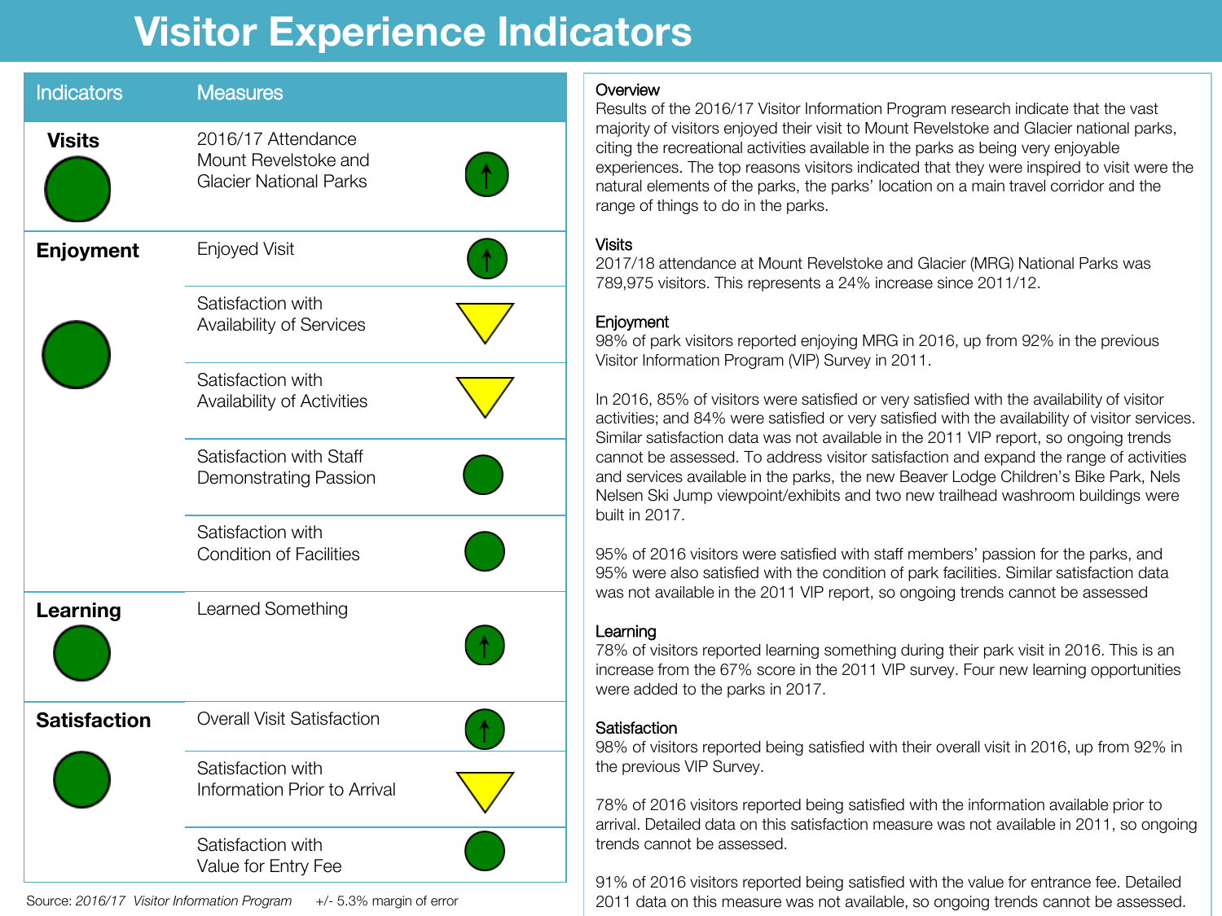# Visitor Experience Indicators

| Indicators | Measures | |
|---|---|---|
| **Visits** (green) | 2016/17 Attendance Mount Revelstoke and Glacier National Parks | Green, up arrow |
| **Enjoyment** (green) | Enjoyed Visit | Green, up arrow |
| | Satisfaction with Availability of Services | Yellow, down triangle |
| | Satisfaction with Availability of Activities | Yellow, down triangle |
| | Satisfaction with Staff Demonstrating Passion | Green |
| | Satisfaction with Condition of Facilities | Green |
| **Learning** (green) | Learned Something | Green, up arrow |
| **Satisfaction** (green) | Overall Visit Satisfaction | Green, up arrow |
| | Satisfaction with Information Prior to Arrival | Yellow, down triangle |
| | Satisfaction with Value for Entry Fee | Green |

Source: *2016/17 Visitor Information Program* +/- 5.3% margin of error

## Overview

Results of the 2016/17 Visitor Information Program research indicate that the vast majority of visitors enjoyed their visit to Mount Revelstoke and Glacier national parks, citing the recreational activities available in the parks as being very enjoyable experiences. The top reasons visitors indicated that they were inspired to visit were the natural elements of the parks, the parks' location on a main travel corridor and the range of things to do in the parks.

## Visits

2017/18 attendance at Mount Revelstoke and Glacier (MRG) National Parks was 789,975 visitors. This represents a 24% increase since 2011/12.

## Enjoyment

98% of park visitors reported enjoying MRG in 2016, up from 92% in the previous Visitor Information Program (VIP) Survey in 2011.

In 2016, 85% of visitors were satisfied or very satisfied with the availability of visitor activities; and 84% were satisfied or very satisfied with the availability of visitor services. Similar satisfaction data was not available in the 2011 VIP report, so ongoing trends cannot be assessed. To address visitor satisfaction and expand the range of activities and services available in the parks, the new Beaver Lodge Children's Bike Park, Nels Nelsen Ski Jump viewpoint/exhibits and two new trailhead washroom buildings were built in 2017.

95% of 2016 visitors were satisfied with staff members' passion for the parks, and 95% were also satisfied with the condition of park facilities. Similar satisfaction data was not available in the 2011 VIP report, so ongoing trends cannot be assessed

## Learning

78% of visitors reported learning something during their park visit in 2016. This is an increase from the 67% score in the 2011 VIP survey. Four new learning opportunities were added to the parks in 2017.

## Satisfaction

98% of visitors reported being satisfied with their overall visit in 2016, up from 92% in the previous VIP Survey.

78% of 2016 visitors reported being satisfied with the information available prior to arrival. Detailed data on this satisfaction measure was not available in 2011, so ongoing trends cannot be assessed.

91% of 2016 visitors reported being satisfied with the value for entrance fee. Detailed 2011 data on this measure was not available, so ongoing trends cannot be assessed.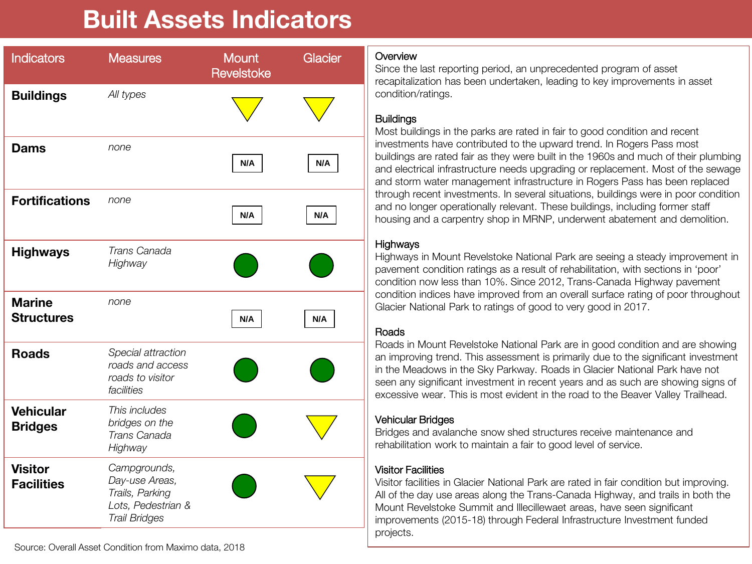# Built Assets Indicators

| Indicators | Measures | Mount Revelstoke | Glacier |
|---|---|---|---|
| **Buildings** | *All types* | ▼ (yellow) | ▼ (yellow) |
| **Dams** | *none* | N/A | N/A |
| **Fortifications** | *none* | N/A | N/A |
| **Highways** | *Trans Canada Highway* | ● (green) | ● (green) |
| **Marine Structures** | *none* | N/A | N/A |
| **Roads** | *Special attraction roads and access roads to visitor facilities* | ● (green) | ● (green) |
| **Vehicular Bridges** | *This includes bridges on the Trans Canada Highway* | ● (green) | ▼ (yellow) |
| **Visitor Facilities** | *Campgrounds, Day-use Areas, Trails, Parking Lots, Pedestrian & Trail Bridges* | ● (green) | ▼ (yellow) |

Source: Overall Asset Condition from Maximo data, 2018

### Overview

Since the last reporting period, an unprecedented program of asset recapitalization has been undertaken, leading to key improvements in asset condition/ratings.

### Buildings

Most buildings in the parks are rated in fair to good condition and recent investments have contributed to the upward trend. In Rogers Pass most buildings are rated fair as they were built in the 1960s and much of their plumbing and electrical infrastructure needs upgrading or replacement. Most of the sewage and storm water management infrastructure in Rogers Pass has been replaced through recent investments. In several situations, buildings were in poor condition and no longer operationally relevant. These buildings, including former staff housing and a carpentry shop in MRNP, underwent abatement and demolition.

### Highways

Highways in Mount Revelstoke National Park are seeing a steady improvement in pavement condition ratings as a result of rehabilitation, with sections in 'poor' condition now less than 10%. Since 2012, Trans-Canada Highway pavement condition indices have improved from an overall surface rating of poor throughout Glacier National Park to ratings of good to very good in 2017.

### Roads

Roads in Mount Revelstoke National Park are in good condition and are showing an improving trend. This assessment is primarily due to the significant investment in the Meadows in the Sky Parkway. Roads in Glacier National Park have not seen any significant investment in recent years and as such are showing signs of excessive wear. This is most evident in the road to the Beaver Valley Trailhead.

### Vehicular Bridges

Bridges and avalanche snow shed structures receive maintenance and rehabilitation work to maintain a fair to good level of service.

### Visitor Facilities

Visitor facilities in Glacier National Park are rated in fair condition but improving. All of the day use areas along the Trans-Canada Highway, and trails in both the Mount Revelstoke Summit and Illecillewaet areas, have seen significant improvements (2015-18) through Federal Infrastructure Investment funded projects.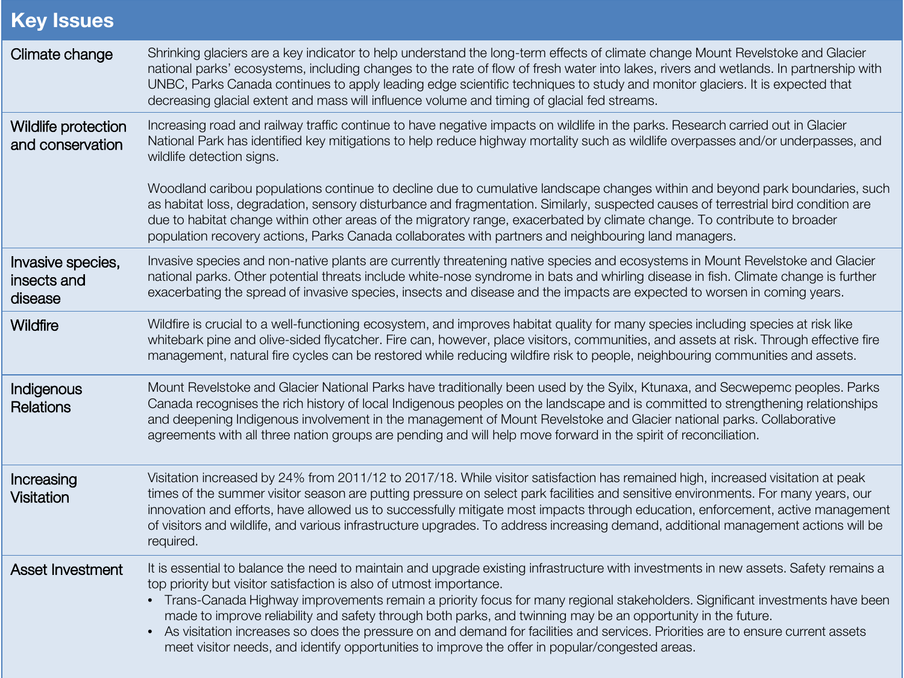| Key Issues | |
|---|---|
| Climate change | Shrinking glaciers are a key indicator to help understand the long-term effects of climate change Mount Revelstoke and Glacier national parks' ecosystems, including changes to the rate of flow of fresh water into lakes, rivers and wetlands. In partnership with UNBC, Parks Canada continues to apply leading edge scientific techniques to study and monitor glaciers. It is expected that decreasing glacial extent and mass will influence volume and timing of glacial fed streams. |
| Wildlife protection and conservation | Increasing road and railway traffic continue to have negative impacts on wildlife in the parks. Research carried out in Glacier National Park has identified key mitigations to help reduce highway mortality such as wildlife overpasses and/or underpasses, and wildlife detection signs.<br><br>Woodland caribou populations continue to decline due to cumulative landscape changes within and beyond park boundaries, such as habitat loss, degradation, sensory disturbance and fragmentation. Similarly, suspected causes of terrestrial bird condition are due to habitat change within other areas of the migratory range, exacerbated by climate change. To contribute to broader population recovery actions, Parks Canada collaborates with partners and neighbouring land managers. |
| Invasive species, insects and disease | Invasive species and non-native plants are currently threatening native species and ecosystems in Mount Revelstoke and Glacier national parks. Other potential threats include white-nose syndrome in bats and whirling disease in fish. Climate change is further exacerbating the spread of invasive species, insects and disease and the impacts are expected to worsen in coming years. |
| Wildfire | Wildfire is crucial to a well-functioning ecosystem, and improves habitat quality for many species including species at risk like whitebark pine and olive-sided flycatcher. Fire can, however, place visitors, communities, and assets at risk. Through effective fire management, natural fire cycles can be restored while reducing wildfire risk to people, neighbouring communities and assets. |
| Indigenous Relations | Mount Revelstoke and Glacier National Parks have traditionally been used by the Syilx, Ktunaxa, and Secwepemc peoples. Parks Canada recognises the rich history of local Indigenous peoples on the landscape and is committed to strengthening relationships and deepening Indigenous involvement in the management of Mount Revelstoke and Glacier national parks. Collaborative agreements with all three nation groups are pending and will help move forward in the spirit of reconciliation. |
| Increasing Visitation | Visitation increased by 24% from 2011/12 to 2017/18. While visitor satisfaction has remained high, increased visitation at peak times of the summer visitor season are putting pressure on select park facilities and sensitive environments. For many years, our innovation and efforts, have allowed us to successfully mitigate most impacts through education, enforcement, active management of visitors and wildlife, and various infrastructure upgrades. To address increasing demand, additional management actions will be required. |
| Asset Investment | It is essential to balance the need to maintain and upgrade existing infrastructure with investments in new assets. Safety remains a top priority but visitor satisfaction is also of utmost importance.<br>• Trans-Canada Highway improvements remain a priority focus for many regional stakeholders. Significant investments have been made to improve reliability and safety through both parks, and twinning may be an opportunity in the future.<br>• As visitation increases so does the pressure on and demand for facilities and services. Priorities are to ensure current assets meet visitor needs, and identify opportunities to improve the offer in popular/congested areas. |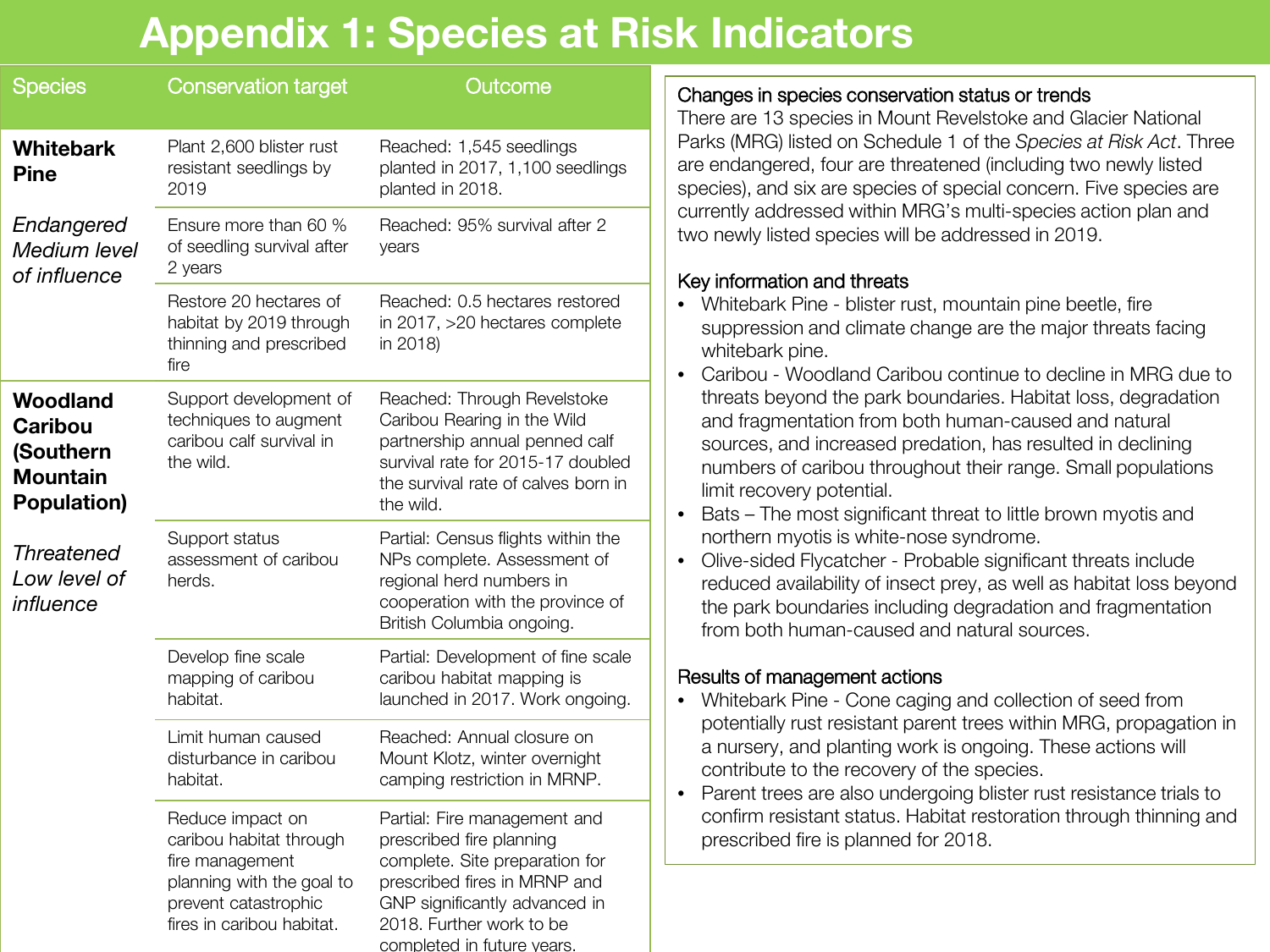# Appendix 1: Species at Risk Indicators

| Species | Conservation target | Outcome |
|---|---|---|
| **Whitebark Pine**<br>*Endangered Medium level of influence* | Plant 2,600 blister rust resistant seedlings by 2019 | Reached: 1,545 seedlings planted in 2017, 1,100 seedlings planted in 2018. |
| | Ensure more than 60 % of seedling survival after 2 years | Reached: 95% survival after 2 years |
| | Restore 20 hectares of habitat by 2019 through thinning and prescribed fire | Reached: 0.5 hectares restored in 2017, >20 hectares complete in 2018) |
| **Woodland Caribou (Southern Mountain Population)**<br>*Threatened Low level of influence* | Support development of techniques to augment caribou calf survival in the wild. | Reached: Through Revelstoke Caribou Rearing in the Wild partnership annual penned calf survival rate for 2015-17 doubled the survival rate of calves born in the wild. |
| | Support status assessment of caribou herds. | Partial: Census flights within the NPs complete. Assessment of regional herd numbers in cooperation with the province of British Columbia ongoing. |
| | Develop fine scale mapping of caribou habitat. | Partial: Development of fine scale caribou habitat mapping is launched in 2017. Work ongoing. |
| | Limit human caused disturbance in caribou habitat. | Reached: Annual closure on Mount Klotz, winter overnight camping restriction in MRNP. |
| | Reduce impact on caribou habitat through fire management planning with the goal to prevent catastrophic fires in caribou habitat. | Partial: Fire management and prescribed fire planning complete. Site preparation for prescribed fires in MRNP and GNP significantly advanced in 2018. Further work to be completed in future years. |

### Changes in species conservation status or trends

There are 13 species in Mount Revelstoke and Glacier National Parks (MRG) listed on Schedule 1 of the *Species at Risk Act*. Three are endangered, four are threatened (including two newly listed species), and six are species of special concern. Five species are currently addressed within MRG's multi-species action plan and two newly listed species will be addressed in 2019.

### Key information and threats

- Whitebark Pine - blister rust, mountain pine beetle, fire suppression and climate change are the major threats facing whitebark pine.
- Caribou - Woodland Caribou continue to decline in MRG due to threats beyond the park boundaries. Habitat loss, degradation and fragmentation from both human-caused and natural sources, and increased predation, has resulted in declining numbers of caribou throughout their range. Small populations limit recovery potential.
- Bats – The most significant threat to little brown myotis and northern myotis is white-nose syndrome.
- Olive-sided Flycatcher - Probable significant threats include reduced availability of insect prey, as well as habitat loss beyond the park boundaries including degradation and fragmentation from both human-caused and natural sources.

### Results of management actions

- Whitebark Pine - Cone caging and collection of seed from potentially rust resistant parent trees within MRG, propagation in a nursery, and planting work is ongoing. These actions will contribute to the recovery of the species.
- Parent trees are also undergoing blister rust resistance trials to confirm resistant status. Habitat restoration through thinning and prescribed fire is planned for 2018.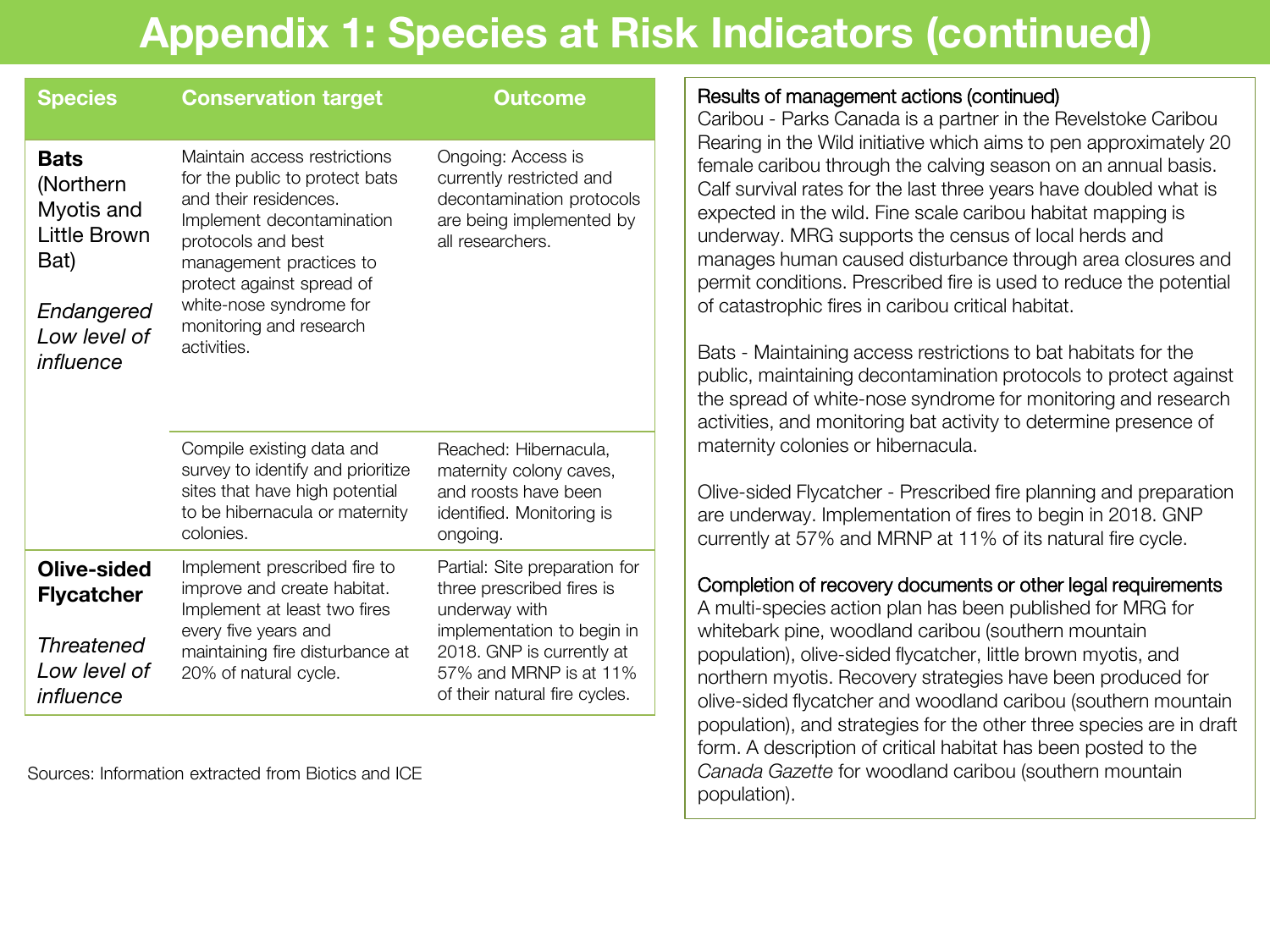# Appendix 1: Species at Risk Indicators (continued)

| Species | Conservation target | Outcome |
|---|---|---|
| **Bats** (Northern Myotis and Little Brown Bat)<br><br>*Endangered Low level of influence* | Maintain access restrictions for the public to protect bats and their residences. Implement decontamination protocols and best management practices to protect against spread of white-nose syndrome for monitoring and research activities. | Ongoing: Access is currently restricted and decontamination protocols are being implemented by all researchers. |
| | Compile existing data and survey to identify and prioritize sites that have high potential to be hibernacula or maternity colonies. | Reached: Hibernacula, maternity colony caves, and roosts have been identified. Monitoring is ongoing. |
| **Olive-sided Flycatcher**<br><br>*Threatened Low level of influence* | Implement prescribed fire to improve and create habitat. Implement at least two fires every five years and maintaining fire disturbance at 20% of natural cycle. | Partial: Site preparation for three prescribed fires is underway with implementation to begin in 2018. GNP is currently at 57% and MRNP is at 11% of their natural fire cycles. |

Sources: Information extracted from Biotics and ICE

Results of management actions (continued)

Caribou - Parks Canada is a partner in the Revelstoke Caribou Rearing in the Wild initiative which aims to pen approximately 20 female caribou through the calving season on an annual basis. Calf survival rates for the last three years have doubled what is expected in the wild. Fine scale caribou habitat mapping is underway. MRG supports the census of local herds and manages human caused disturbance through area closures and permit conditions. Prescribed fire is used to reduce the potential of catastrophic fires in caribou critical habitat.

Bats - Maintaining access restrictions to bat habitats for the public, maintaining decontamination protocols to protect against the spread of white-nose syndrome for monitoring and research activities, and monitoring bat activity to determine presence of maternity colonies or hibernacula.

Olive-sided Flycatcher - Prescribed fire planning and preparation are underway. Implementation of fires to begin in 2018. GNP currently at 57% and MRNP at 11% of its natural fire cycle.

Completion of recovery documents or other legal requirements

A multi-species action plan has been published for MRG for whitebark pine, woodland caribou (southern mountain population), olive-sided flycatcher, little brown myotis, and northern myotis. Recovery strategies have been produced for olive-sided flycatcher and woodland caribou (southern mountain population), and strategies for the other three species are in draft form. A description of critical habitat has been posted to the *Canada Gazette* for woodland caribou (southern mountain population).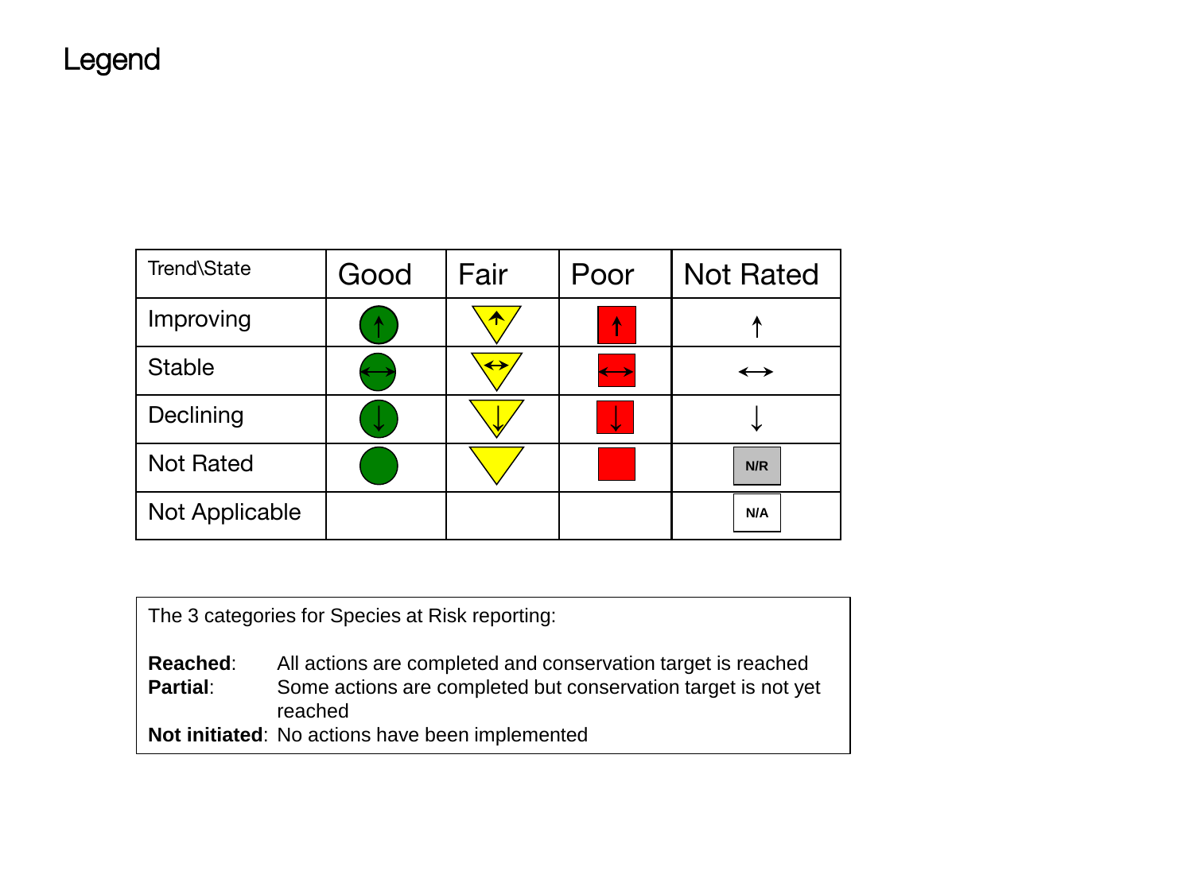# Legend

| Trend\State | Good | Fair | Poor | Not Rated |
|---|---|---|---|---|
| Improving | ↑ | ↑ | ↑ | ↑ |
| Stable | ↔ | ↔ | ↔ | ↔ |
| Declining | ↓ | ↓ | ↓ | ↓ |
| Not Rated | | | | N/R |
| Not Applicable | | | | N/A |

The 3 categories for Species at Risk reporting:

**Reached**: All actions are completed and conservation target is reached
**Partial**: Some actions are completed but conservation target is not yet reached
**Not initiated**: No actions have been implemented